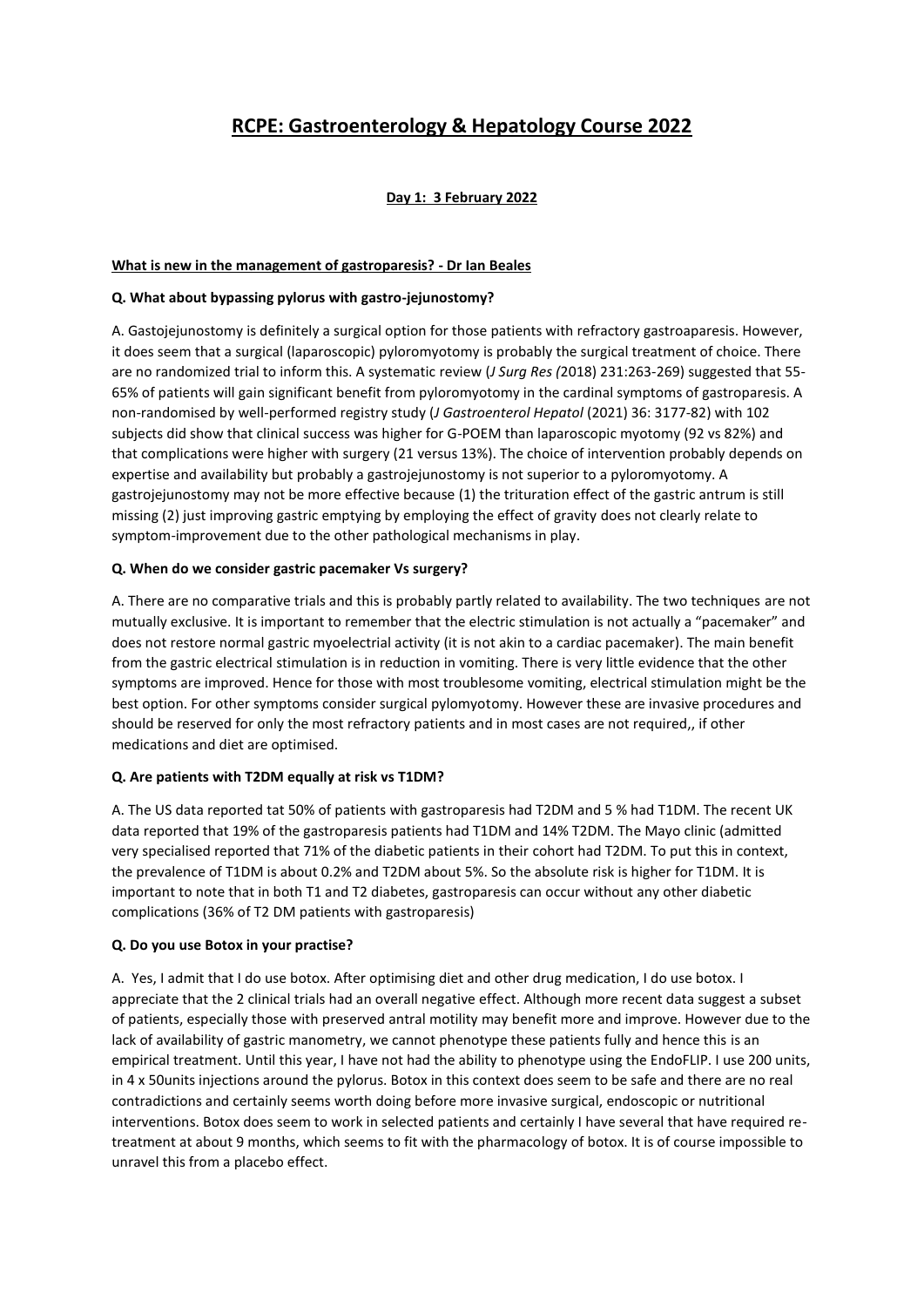# RCPE: Gastroenterology & Hepatology Course 2022

**Day 1: 3 February 2022**

**What is new in the management of gastroparesis? - Dr Ian Beales**

**Q. What about bypassing pylorus with gastro-jejunostomy?**

A. Gastojejunostomy is definitely a surgical option for those patients with refractory gastroaparesis. However, it does seem that a surgical (laparoscopic) pyloromyotomy is probably the surgical treatment of choice. There are no randomized trial to inform this. A systematic review (*J Surg Res (*2018) 231:263-269) suggested that 55-65% of patients will gain significant benefit from pyloromyotomy in the cardinal symptoms of gastroparesis. A non-randomised by well-performed registry study (*J Gastroenterol Hepatol* (2021) 36: 3177-82) with 102 subjects did show that clinical success was higher for G-POEM than laparoscopic myotomy (92 vs 82%) and that complications were higher with surgery (21 versus 13%). The choice of intervention probably depends on expertise and availability but probably a gastrojejunostomy is not superior to a pyloromyotomy. A gastrojejunostomy may not be more effective because (1) the trituration effect of the gastric antrum is still missing (2) just improving gastric emptying by employing the effect of gravity does not clearly relate to symptom-improvement due to the other pathological mechanisms in play.

**Q. When do we consider gastric pacemaker Vs surgery?**

A. There are no comparative trials and this is probably partly related to availability. The two techniques are not mutually exclusive. It is important to remember that the electric stimulation is not actually a "pacemaker" and does not restore normal gastric myoelectrial activity (it is not akin to a cardiac pacemaker). The main benefit from the gastric electrical stimulation is in reduction in vomiting. There is very little evidence that the other symptoms are improved. Hence for those with most troublesome vomiting, electrical stimulation might be the best option. For other symptoms consider surgical pylomyotomy. However these are invasive procedures and should be reserved for only the most refractory patients and in most cases are not required,, if other medications and diet are optimised.

**Q. Are patients with T2DM equally at risk vs T1DM?**

A. The US data reported tat 50% of patients with gastroparesis had T2DM and 5 % had T1DM. The recent UK data reported that 19% of the gastroparesis patients had T1DM and 14% T2DM. The Mayo clinic (admitted very specialised reported that 71% of the diabetic patients in their cohort had T2DM. To put this in context, the prevalence of T1DM is about 0.2% and T2DM about 5%. So the absolute risk is higher for T1DM. It is important to note that in both T1 and T2 diabetes, gastroparesis can occur without any other diabetic complications (36% of T2 DM patients with gastroparesis)

**Q. Do you use Botox in your practise?**

A. Yes, I admit that I do use botox. After optimising diet and other drug medication, I do use botox. I appreciate that the 2 clinical trials had an overall negative effect. Although more recent data suggest a subset of patients, especially those with preserved antral motility may benefit more and improve. However due to the lack of availability of gastric manometry, we cannot phenotype these patients fully and hence this is an empirical treatment. Until this year, I have not had the ability to phenotype using the EndoFLIP. I use 200 units, in 4 x 50units injections around the pylorus. Botox in this context does seem to be safe and there are no real contradictions and certainly seems worth doing before more invasive surgical, endoscopic or nutritional interventions. Botox does seem to work in selected patients and certainly I have several that have required re-treatment at about 9 months, which seems to fit with the pharmacology of botox. It is of course impossible to unravel this from a placebo effect.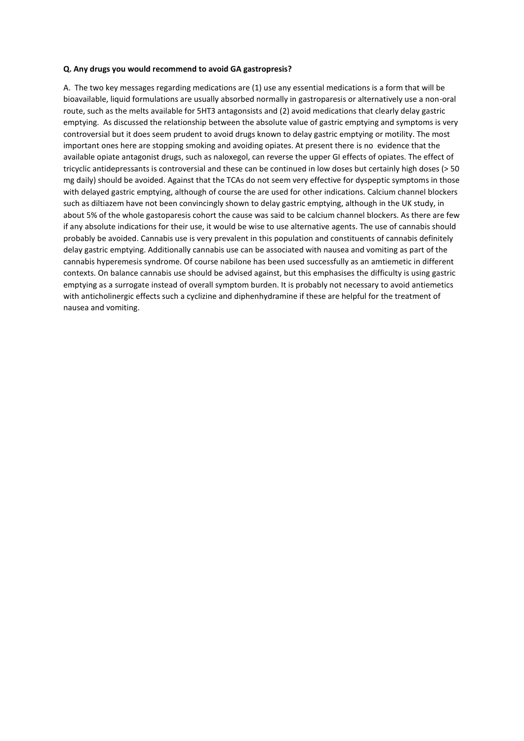**Q. Any drugs you would recommend to avoid GA gastropresis?**

A. The two key messages regarding medications are (1) use any essential medications is a form that will be bioavailable, liquid formulations are usually absorbed normally in gastroparesis or alternatively use a non-oral route, such as the melts available for 5HT3 antagonsists and (2) avoid medications that clearly delay gastric emptying. As discussed the relationship between the absolute value of gastric emptying and symptoms is very controversial but it does seem prudent to avoid drugs known to delay gastric emptying or motility. The most important ones here are stopping smoking and avoiding opiates. At present there is no evidence that the available opiate antagonist drugs, such as naloxegol, can reverse the upper GI effects of opiates. The effect of tricyclic antidepressants is controversial and these can be continued in low doses but certainly high doses (> 50 mg daily) should be avoided. Against that the TCAs do not seem very effective for dyspeptic symptoms in those with delayed gastric emptying, although of course the are used for other indications. Calcium channel blockers such as diltiazem have not been convincingly shown to delay gastric emptying, although in the UK study, in about 5% of the whole gastoparesis cohort the cause was said to be calcium channel blockers. As there are few if any absolute indications for their use, it would be wise to use alternative agents. The use of cannabis should probably be avoided. Cannabis use is very prevalent in this population and constituents of cannabis definitely delay gastric emptying. Additionally cannabis use can be associated with nausea and vomiting as part of the cannabis hyperemesis syndrome. Of course nabilone has been used successfully as an amtiemetic in different contexts. On balance cannabis use should be advised against, but this emphasises the difficulty is using gastric emptying as a surrogate instead of overall symptom burden. It is probably not necessary to avoid antiemetics with anticholinergic effects such a cyclizine and diphenhydramine if these are helpful for the treatment of nausea and vomiting.